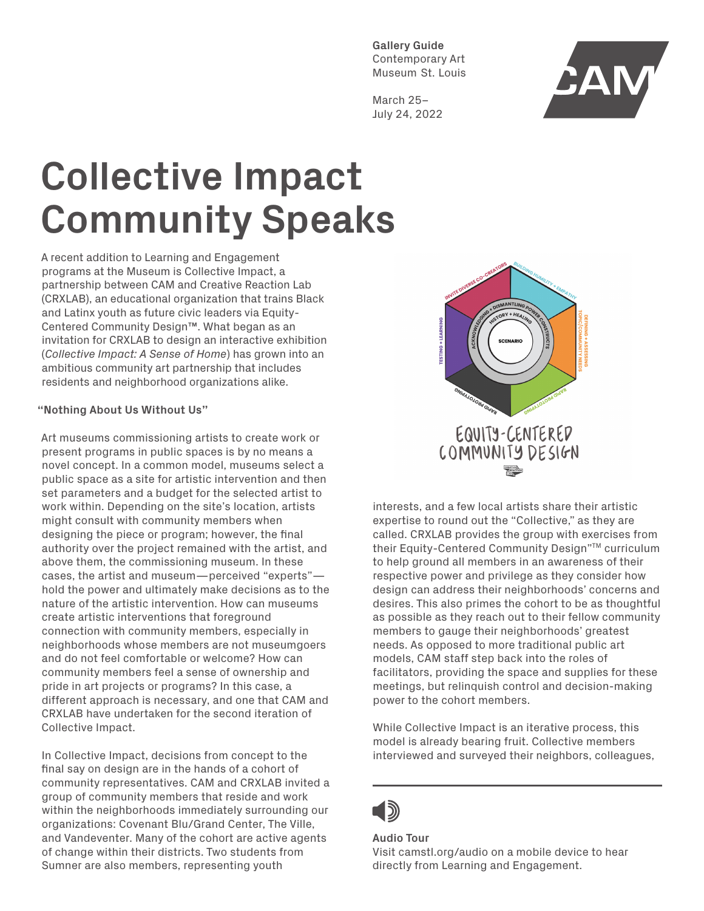**Gallery Guide**
Contemporary Art
Museum St. Louis

March 25–
July 24, 2022

# Collective Impact Community Speaks

A recent addition to Learning and Engagement programs at the Museum is Collective Impact, a partnership between CAM and Creative Reaction Lab (CRXLAB), an educational organization that trains Black and Latinx youth as future civic leaders via Equity-Centered Community Design™. What began as an invitation for CRXLAB to design an interactive exhibition (*Collective Impact: A Sense of Home*) has grown into an ambitious community art partnership that includes residents and neighborhood organizations alike.

**"Nothing About Us Without Us"**

Art museums commissioning artists to create work or present programs in public spaces is by no means a novel concept. In a common model, museums select a public space as a site for artistic intervention and then set parameters and a budget for the selected artist to work within. Depending on the site's location, artists might consult with community members when designing the piece or program; however, the final authority over the project remained with the artist, and above them, the commissioning museum. In these cases, the artist and museum—perceived "experts"—hold the power and ultimately make decisions as to the nature of the artistic intervention. How can museums create artistic interventions that foreground connection with community members, especially in neighborhoods whose members are not museumgoers and do not feel comfortable or welcome? How can community members feel a sense of ownership and pride in art projects or programs? In this case, a different approach is necessary, and one that CAM and CRXLAB have undertaken for the second iteration of Collective Impact.

In Collective Impact, decisions from concept to the final say on design are in the hands of a cohort of community representatives. CAM and CRXLAB invited a group of community members that reside and work within the neighborhoods immediately surrounding our organizations: Covenant Blu/Grand Center, The Ville, and Vandeventer. Many of the cohort are active agents of change within their districts. Two students from Sumner are also members, representing youth interests, and a few local artists share their artistic expertise to round out the "Collective," as they are called. CRXLAB provides the group with exercises from their Equity-Centered Community Design"™ curriculum to help ground all members in an awareness of their respective power and privilege as they consider how design can address their neighborhoods' concerns and desires. This also primes the cohort to be as thoughtful as possible as they reach out to their fellow community members to gauge their neighborhoods' greatest needs. As opposed to more traditional public art models, CAM staff step back into the roles of facilitators, providing the space and supplies for these meetings, but relinquish control and decision-making power to the cohort members.

While Collective Impact is an iterative process, this model is already bearing fruit. Collective members interviewed and surveyed their neighbors, colleagues,

**Audio Tour**
Visit camstl.org/audio on a mobile device to hear directly from Learning and Engagement.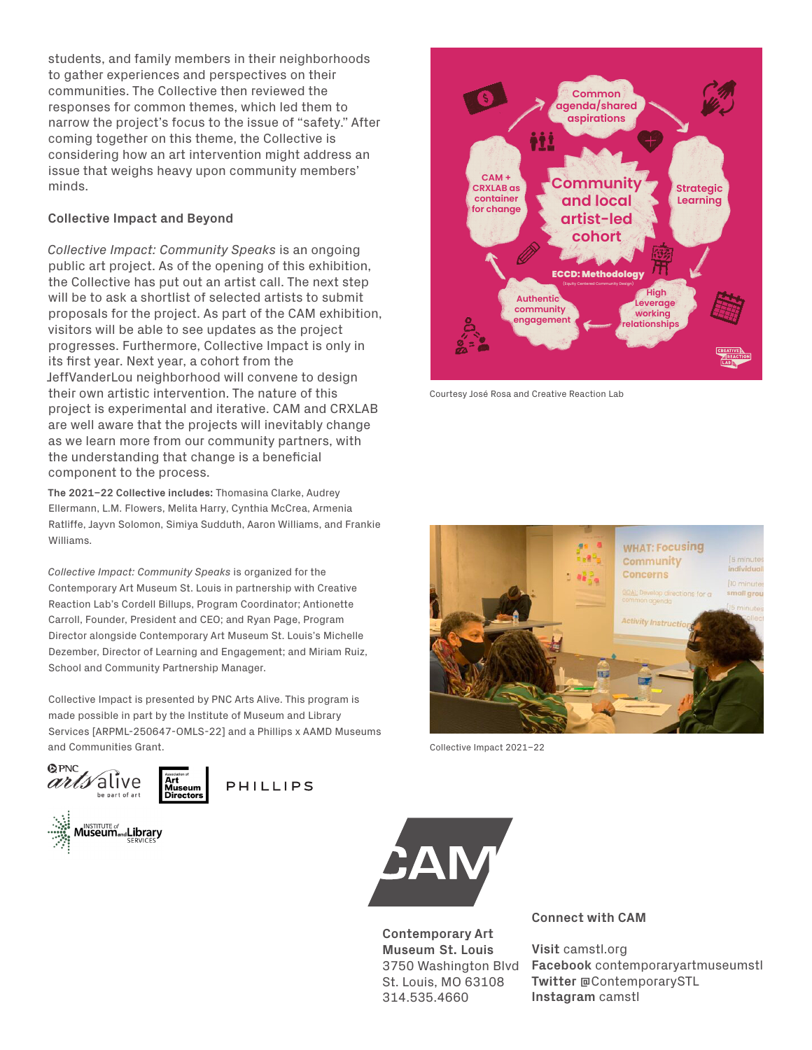students, and family members in their neighborhoods to gather experiences and perspectives on their communities. The Collective then reviewed the responses for common themes, which led them to narrow the project's focus to the issue of "safety." After coming together on this theme, the Collective is considering how an art intervention might address an issue that weighs heavy upon community members' minds.

### Collective Impact and Beyond

*Collective Impact: Community Speaks* is an ongoing public art project. As of the opening of this exhibition, the Collective has put out an artist call. The next step will be to ask a shortlist of selected artists to submit proposals for the project. As part of the CAM exhibition, visitors will be able to see updates as the project progresses. Furthermore, Collective Impact is only in its first year. Next year, a cohort from the JeffVanderLou neighborhood will convene to design their own artistic intervention. The nature of this project is experimental and iterative. CAM and CRXLAB are well aware that the projects will inevitably change as we learn more from our community partners, with the understanding that change is a beneficial component to the process.

**The 2021–22 Collective includes:** Thomasina Clarke, Audrey Ellermann, L.M. Flowers, Melita Harry, Cynthia McCrea, Armenia Ratliffe, Jayvn Solomon, Simiya Sudduth, Aaron Williams, and Frankie Williams.

*Collective Impact: Community Speaks* is organized for the Contemporary Art Museum St. Louis in partnership with Creative Reaction Lab's Cordell Billups, Program Coordinator; Antionette Carroll, Founder, President and CEO; and Ryan Page, Program Director alongside Contemporary Art Museum St. Louis's Michelle Dezember, Director of Learning and Engagement; and Miriam Ruiz, School and Community Partnership Manager.

Collective Impact is presented by PNC Arts Alive. This program is made possible in part by the Institute of Museum and Library Services [ARPML-250647-OMLS-22] and a Phillips x AAMD Museums and Communities Grant.

Common agenda/shared aspirations

Strategic Learning

High Leverage working relationships

Authentic community engagement

CAM + CRXLAB as container for change

Community and local artist-led cohort

ECCD: Methodology

(Equity Centered Community Design)

Courtesy José Rosa and Creative Reaction Lab

Collective Impact 2021–22

**Contemporary Art Museum St. Louis**
3750 Washington Blvd
St. Louis, MO 63108
314.535.4660

**Connect with CAM**

**Visit** camstl.org
**Facebook** contemporaryartmuseumstl
**Twitter** @ContemporarySTL
**Instagram** camstl